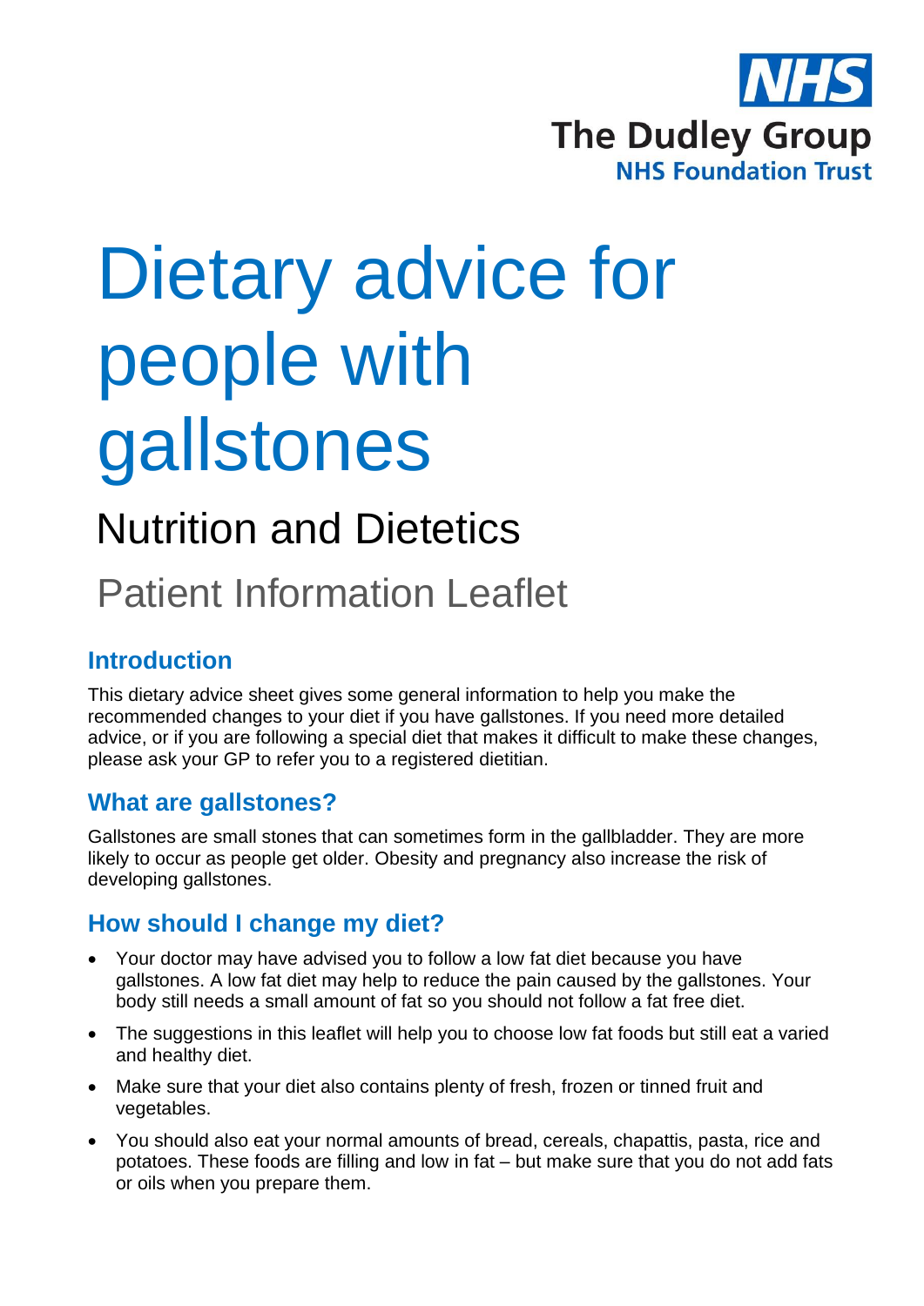NHS

The Dudley Group

NHS Foundation Trust

# Dietary advice for people with gallstones

## Nutrition and Dietetics

## Patient Information Leaflet

### Introduction

This dietary advice sheet gives some general information to help you make the recommended changes to your diet if you have gallstones. If you need more detailed advice, or if you are following a special diet that makes it difficult to make these changes, please ask your GP to refer you to a registered dietitian.

### What are gallstones?

Gallstones are small stones that can sometimes form in the gallbladder. They are more likely to occur as people get older. Obesity and pregnancy also increase the risk of developing gallstones.

### How should I change my diet?

- Your doctor may have advised you to follow a low fat diet because you have gallstones. A low fat diet may help to reduce the pain caused by the gallstones. Your body still needs a small amount of fat so you should not follow a fat free diet.
- The suggestions in this leaflet will help you to choose low fat foods but still eat a varied and healthy diet.
- Make sure that your diet also contains plenty of fresh, frozen or tinned fruit and vegetables.
- You should also eat your normal amounts of bread, cereals, chapattis, pasta, rice and potatoes. These foods are filling and low in fat – but make sure that you do not add fats or oils when you prepare them.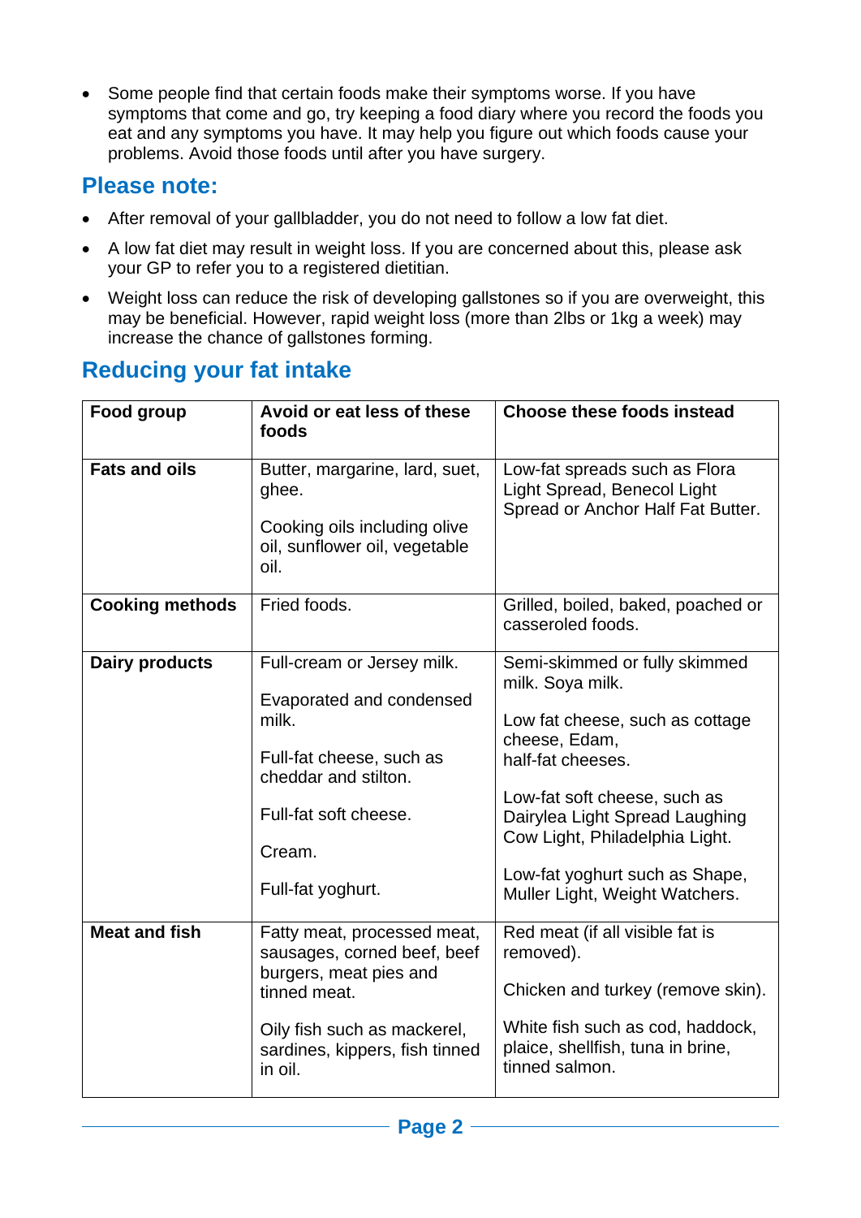- Some people find that certain foods make their symptoms worse. If you have symptoms that come and go, try keeping a food diary where you record the foods you eat and any symptoms you have. It may help you figure out which foods cause your problems. Avoid those foods until after you have surgery.

## Please note:

- After removal of your gallbladder, you do not need to follow a low fat diet.
- A low fat diet may result in weight loss. If you are concerned about this, please ask your GP to refer you to a registered dietitian.
- Weight loss can reduce the risk of developing gallstones so if you are overweight, this may be beneficial. However, rapid weight loss (more than 2lbs or 1kg a week) may increase the chance of gallstones forming.

## Reducing your fat intake

| Food group | Avoid or eat less of these foods | Choose these foods instead |
| --- | --- | --- |
| **Fats and oils** | Butter, margarine, lard, suet, ghee.<br><br>Cooking oils including olive oil, sunflower oil, vegetable oil. | Low-fat spreads such as Flora Light Spread, Benecol Light Spread or Anchor Half Fat Butter. |
| **Cooking methods** | Fried foods. | Grilled, boiled, baked, poached or casseroled foods. |
| **Dairy products** | Full-cream or Jersey milk.<br><br>Evaporated and condensed milk.<br><br>Full-fat cheese, such as cheddar and stilton.<br><br>Full-fat soft cheese.<br><br>Cream.<br><br>Full-fat yoghurt. | Semi-skimmed or fully skimmed milk. Soya milk.<br><br>Low fat cheese, such as cottage cheese, Edam, half-fat cheeses.<br><br>Low-fat soft cheese, such as Dairylea Light Spread Laughing Cow Light, Philadelphia Light.<br><br>Low-fat yoghurt such as Shape, Muller Light, Weight Watchers. |
| **Meat and fish** | Fatty meat, processed meat, sausages, corned beef, beef burgers, meat pies and tinned meat.<br><br>Oily fish such as mackerel, sardines, kippers, fish tinned in oil. | Red meat (if all visible fat is removed).<br><br>Chicken and turkey (remove skin).<br><br>White fish such as cod, haddock, plaice, shellfish, tuna in brine, tinned salmon. |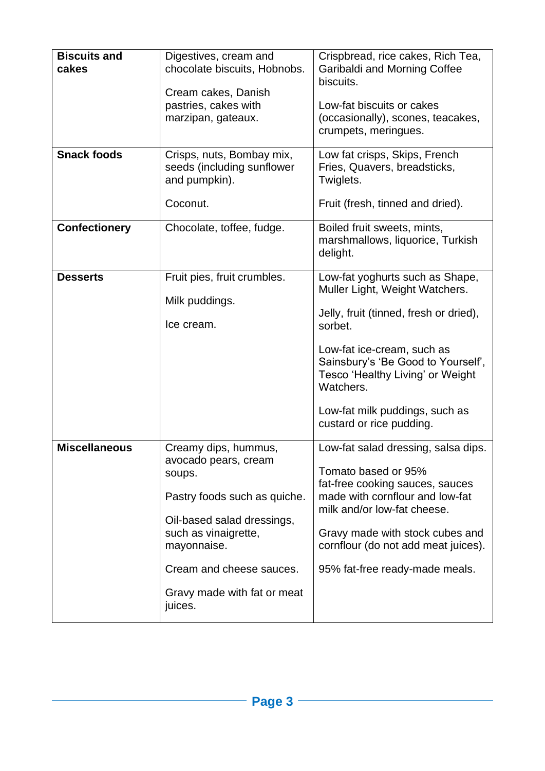| **Biscuits and cakes** | Digestives, cream and chocolate biscuits, Hobnobs.<br><br>Cream cakes, Danish pastries, cakes with marzipan, gateaux. | Crispbread, rice cakes, Rich Tea, Garibaldi and Morning Coffee biscuits.<br><br>Low-fat biscuits or cakes (occasionally), scones, teacakes, crumpets, meringues. |
|---|---|---|
| **Snack foods** | Crisps, nuts, Bombay mix, seeds (including sunflower and pumpkin).<br><br>Coconut. | Low fat crisps, Skips, French Fries, Quavers, breadsticks, Twiglets.<br><br>Fruit (fresh, tinned and dried). |
| **Confectionery** | Chocolate, toffee, fudge. | Boiled fruit sweets, mints, marshmallows, liquorice, Turkish delight. |
| **Desserts** | Fruit pies, fruit crumbles.<br><br>Milk puddings.<br><br>Ice cream. | Low-fat yoghurts such as Shape, Muller Light, Weight Watchers.<br><br>Jelly, fruit (tinned, fresh or dried), sorbet.<br><br>Low-fat ice-cream, such as Sainsbury's 'Be Good to Yourself', Tesco 'Healthy Living' or Weight Watchers.<br><br>Low-fat milk puddings, such as custard or rice pudding. |
| **Miscellaneous** | Creamy dips, hummus, avocado pears, cream soups.<br><br>Pastry foods such as quiche.<br><br>Oil-based salad dressings, such as vinaigrette, mayonnaise.<br><br>Cream and cheese sauces.<br><br>Gravy made with fat or meat juices. | Low-fat salad dressing, salsa dips.<br><br>Tomato based or 95% fat-free cooking sauces, sauces made with cornflour and low-fat milk and/or low-fat cheese.<br><br>Gravy made with stock cubes and cornflour (do not add meat juices).<br><br>95% fat-free ready-made meals. |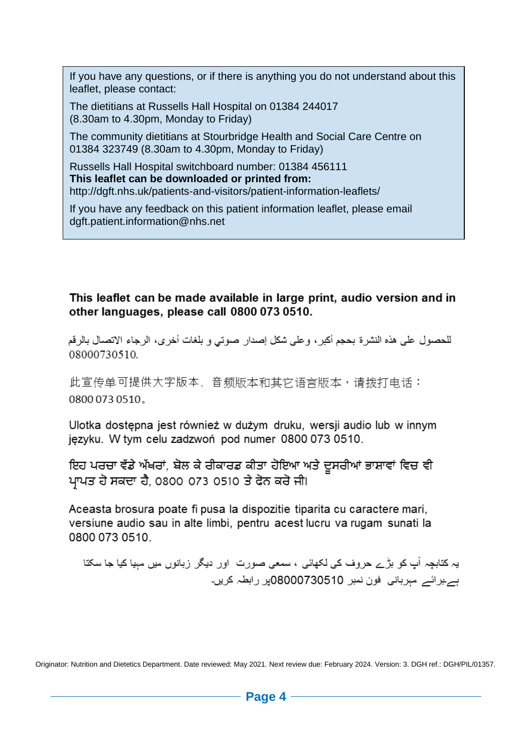If you have any questions, or if there is anything you do not understand about this leaflet, please contact:

The dietitians at Russells Hall Hospital on 01384 244017 (8.30am to 4.30pm, Monday to Friday)

The community dietitians at Stourbridge Health and Social Care Centre on 01384 323749 (8.30am to 4.30pm, Monday to Friday)

Russells Hall Hospital switchboard number: 01384 456111

**This leaflet can be downloaded or printed from:**
http://dgft.nhs.uk/patients-and-visitors/patient-information-leaflets/

If you have any feedback on this patient information leaflet, please email dgft.patient.information@nhs.net

**This leaflet can be made available in large print, audio version and in other languages, please call 0800 073 0510.**

للحصول على هذه النشرة بحجم أكبر، وعلى شكل إصدار صوتي و بلغات أخرى، الرجاء الاتصال بالرقم 08000730510.

此宣传单可提供大字版本、音频版本和其它语言版本，请拨打电话：0800 073 0510。

Ulotka dostępna jest również w dużym druku, wersji audio lub w innym języku. W tym celu zadzwoń pod numer 0800 073 0510.

ਇਹ ਪਰਚਾ ਵੱਡੇ ਅੱਖਰਾਂ, ਬੋਲ ਕੇ ਰੀਕਾਰਡ ਕੀਤਾ ਹੋਇਆ ਅਤੇ ਦੂਸਰੀਆਂ ਭਾਸ਼ਾਵਾਂ ਵਿਚ ਵੀ ਪ੍ਰਾਪਤ ਹੋ ਸਕਦਾ ਹੈ, 0800 073 0510 ਤੇ ਫੋਨ ਕਰੋ ਜੀ।

Aceasta brosura poate fi pusa la dispozitie tiparita cu caractere mari, versiune audio sau in alte limbi, pentru acest lucru va rugam sunati la 0800 073 0510.

یہ کتابچہ آپ کو بڑے حروف کی لکھائی ، سمعی صورت اور دیگر زبانوں میں مہیا کیا جا سکتا ہے برائے مہربانی فون نمبر 08000730510 پر رابطہ کریں۔

Originator: Nutrition and Dietetics Department. Date reviewed: May 2021. Next review due: February 2024. Version: 3. DGH ref.: DGH/PIL/01357.